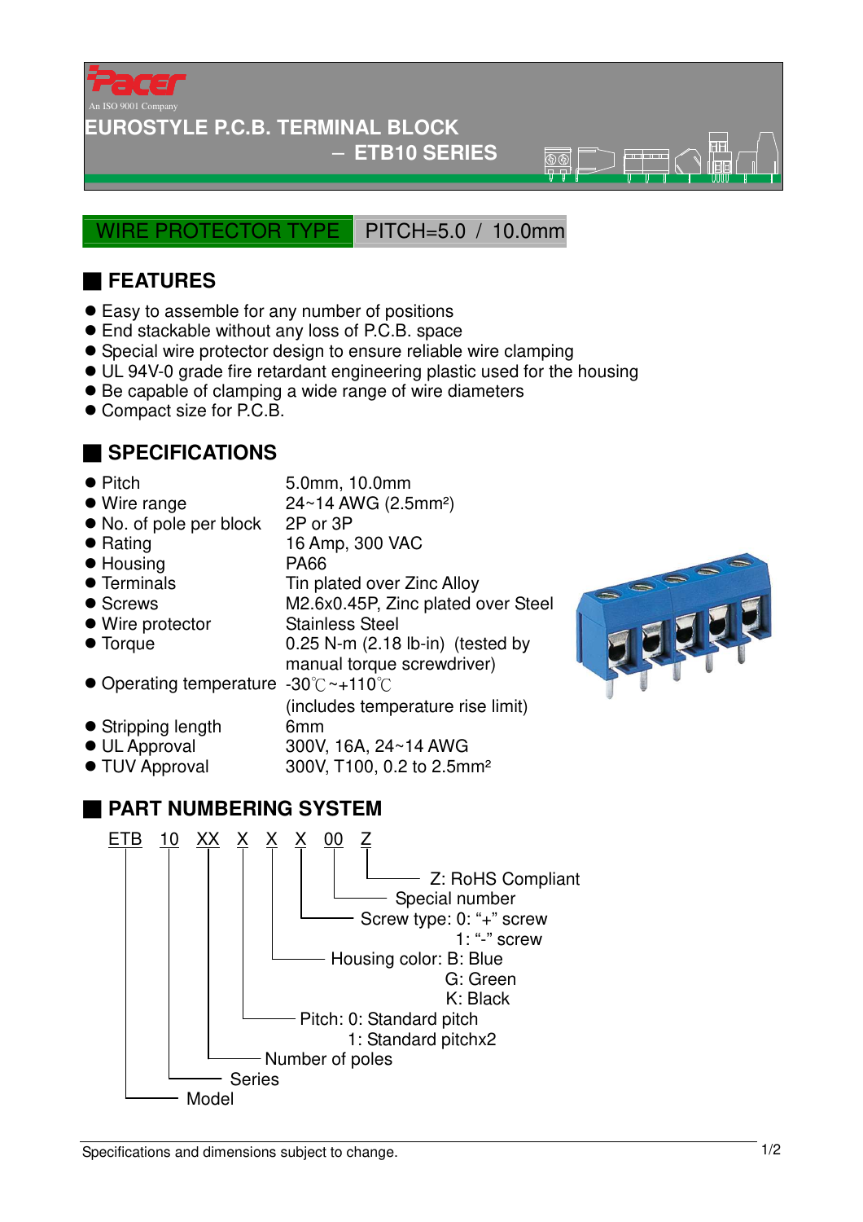Pacer

An ISO 9001 Company

# EUROSTYLE P.C.B. TERMINAL BLOCK
## – ETB10 SERIES

WIRE PROTECTOR TYPE | PITCH=5.0 / 10.0mm

## FEATURES

- Easy to assemble for any number of positions
- End stackable without any loss of P.C.B. space
- Special wire protector design to ensure reliable wire clamping
- UL 94V-0 grade fire retardant engineering plastic used for the housing
- Be capable of clamping a wide range of wire diameters
- Compact size for P.C.B.

## SPECIFICATIONS

| | |
|---|---|
| Pitch | 5.0mm, 10.0mm |
| Wire range | 24~14 AWG (2.5mm²) |
| No. of pole per block | 2P or 3P |
| Rating | 16 Amp, 300 VAC |
| Housing | PA66 |
| Terminals | Tin plated over Zinc Alloy |
| Screws | M2.6x0.45P, Zinc plated over Steel |
| Wire protector | Stainless Steel |
| Torque | 0.25 N-m (2.18 lb-in) (tested by manual torque screwdriver) |
| Operating temperature | -30℃~+110℃ (includes temperature rise limit) |
| Stripping length | 6mm |
| UL Approval | 300V, 16A, 24~14 AWG |
| TUV Approval | 300V, T100, 0.2 to 2.5mm² |

## PART NUMBERING SYSTEM

ETB 10 XX X X X 00 Z

- Z: RoHS Compliant
- 00: Special number
- X: Screw type: 0: "+" screw; 1: "-" screw
- X: Housing color: B: Blue; G: Green; K: Black
- X: Pitch: 0: Standard pitch; 1: Standard pitchx2
- XX: Number of poles
- 10: Series
- ETB: Model

Specifications and dimensions subject to change.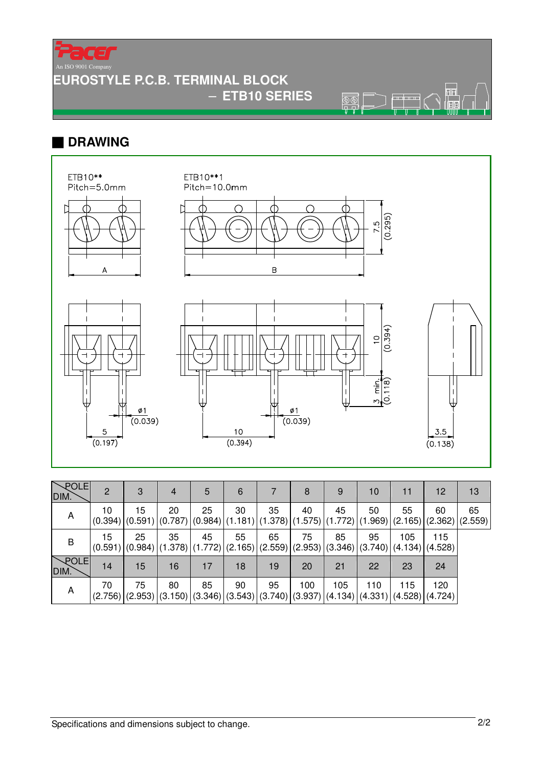# EUROSTYLE P.C.B. TERMINAL BLOCK

## – ETB10 SERIES

## DRAWING

ETB10**
Pitch=5.0mm

ETB10**1
Pitch=10.0mm

7.5 (0.295)

A

B

10 (0.394)

3 min. (0.118)

ø1 (0.039)

5 (0.197)

ø1 (0.039)

10 (0.394)

3.5 (0.138)

| POLE / DIM. | 2 | 3 | 4 | 5 | 6 | 7 | 8 | 9 | 10 | 11 | 12 | 13 |
|---|---|---|---|---|---|---|---|---|---|---|---|---|
| A | 10 (0.394) | 15 (0.591) | 20 (0.787) | 25 (0.984) | 30 (1.181) | 35 (1.378) | 40 (1.575) | 45 (1.772) | 50 (1.969) | 55 (2.165) | 60 (2.362) | 65 (2.559) |
| B | 15 (0.591) | 25 (0.984) | 35 (1.378) | 45 (1.772) | 55 (2.165) | 65 (2.559) | 75 (2.953) | 85 (3.346) | 95 (3.740) | 105 (4.134) | 115 (4.528) | |
| POLE / DIM. | 14 | 15 | 16 | 17 | 18 | 19 | 20 | 21 | 22 | 23 | 24 | |
| A | 70 (2.756) | 75 (2.953) | 80 (3.150) | 85 (3.346) | 90 (3.543) | 95 (3.740) | 100 (3.937) | 105 (4.134) | 110 (4.331) | 115 (4.528) | 120 (4.724) | |

Specifications and dimensions subject to change.